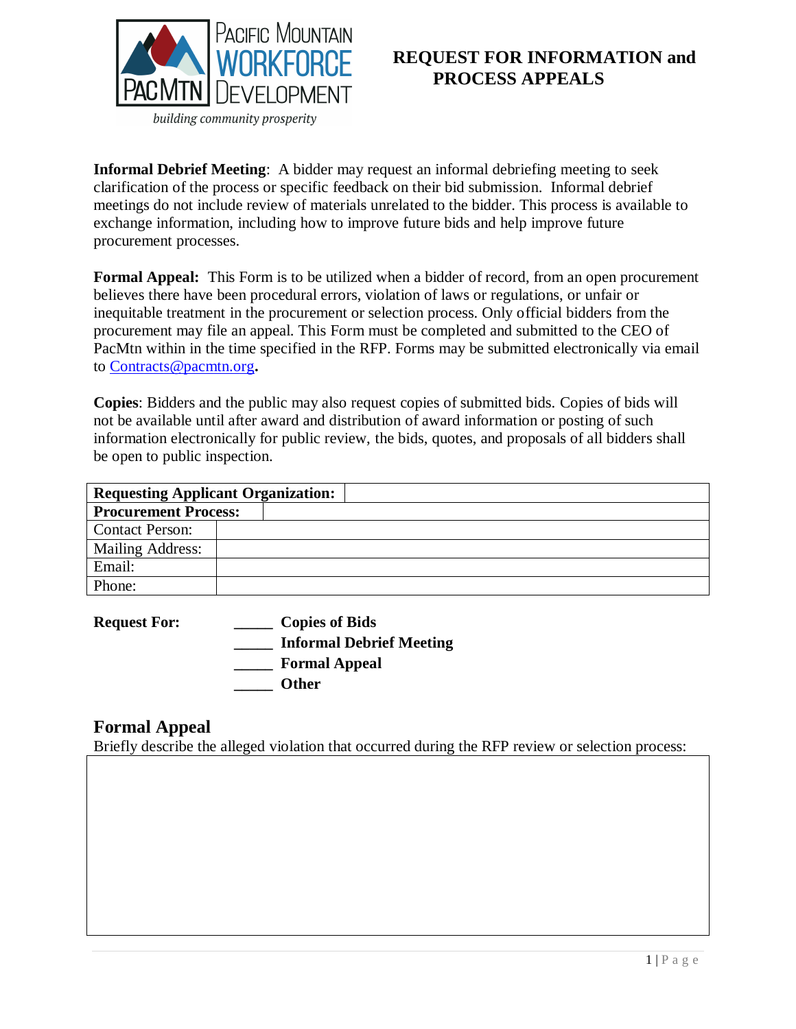Pacific Mountain WORKFORCE Development
PacMtn
*building community prosperity*

# REQUEST FOR INFORMATION and PROCESS APPEALS

**Informal Debrief Meeting**: A bidder may request an informal debriefing meeting to seek clarification of the process or specific feedback on their bid submission. Informal debrief meetings do not include review of materials unrelated to the bidder. This process is available to exchange information, including how to improve future bids and help improve future procurement processes.

**Formal Appeal:** This Form is to be utilized when a bidder of record, from an open procurement believes there have been procedural errors, violation of laws or regulations, or unfair or inequitable treatment in the procurement or selection process. Only official bidders from the procurement may file an appeal. This Form must be completed and submitted to the CEO of PacMtn within the time specified in the RFP. Forms may be submitted electronically via email to Contracts@pacmtn.org**.**

**Copies**: Bidders and the public may also request copies of submitted bids. Copies of bids will not be available until after award and distribution of award information or posting of such information electronically for public review, the bids, quotes, and proposals of all bidders shall be open to public inspection.

| **Requesting Applicant Organization:** | |
|---|---|
| **Procurement Process:** | |
| Contact Person: | |
| Mailing Address: | |
| Email: | |
| Phone: | |

**Request For:**

_____ **Copies of Bids**
_____ **Informal Debrief Meeting**
_____ **Formal Appeal**
_____ **Other**

## Formal Appeal

Briefly describe the alleged violation that occurred during the RFP review or selection process: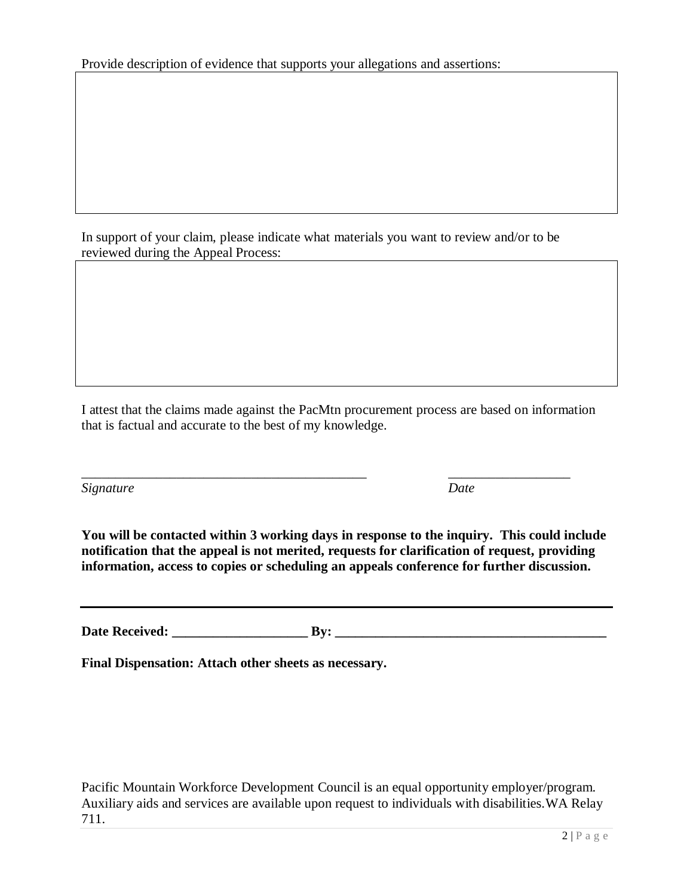Provide description of evidence that supports your allegations and assertions:

In support of your claim, please indicate what materials you want to review and/or to be reviewed during the Appeal Process:

I attest that the claims made against the PacMtn procurement process are based on information that is factual and accurate to the best of my knowledge.

_____________________________________________ ___________________

*Signature* *Date*

**You will be contacted within 3 working days in response to the inquiry. This could include notification that the appeal is not merited, requests for clarification of request, providing information, access to copies or scheduling an appeals conference for further discussion.**

---

**Date Received: ____________________ By: _________________________________________**

**Final Dispensation: Attach other sheets as necessary.**

Pacific Mountain Workforce Development Council is an equal opportunity employer/program. Auxiliary aids and services are available upon request to individuals with disabilities.WA Relay 711.